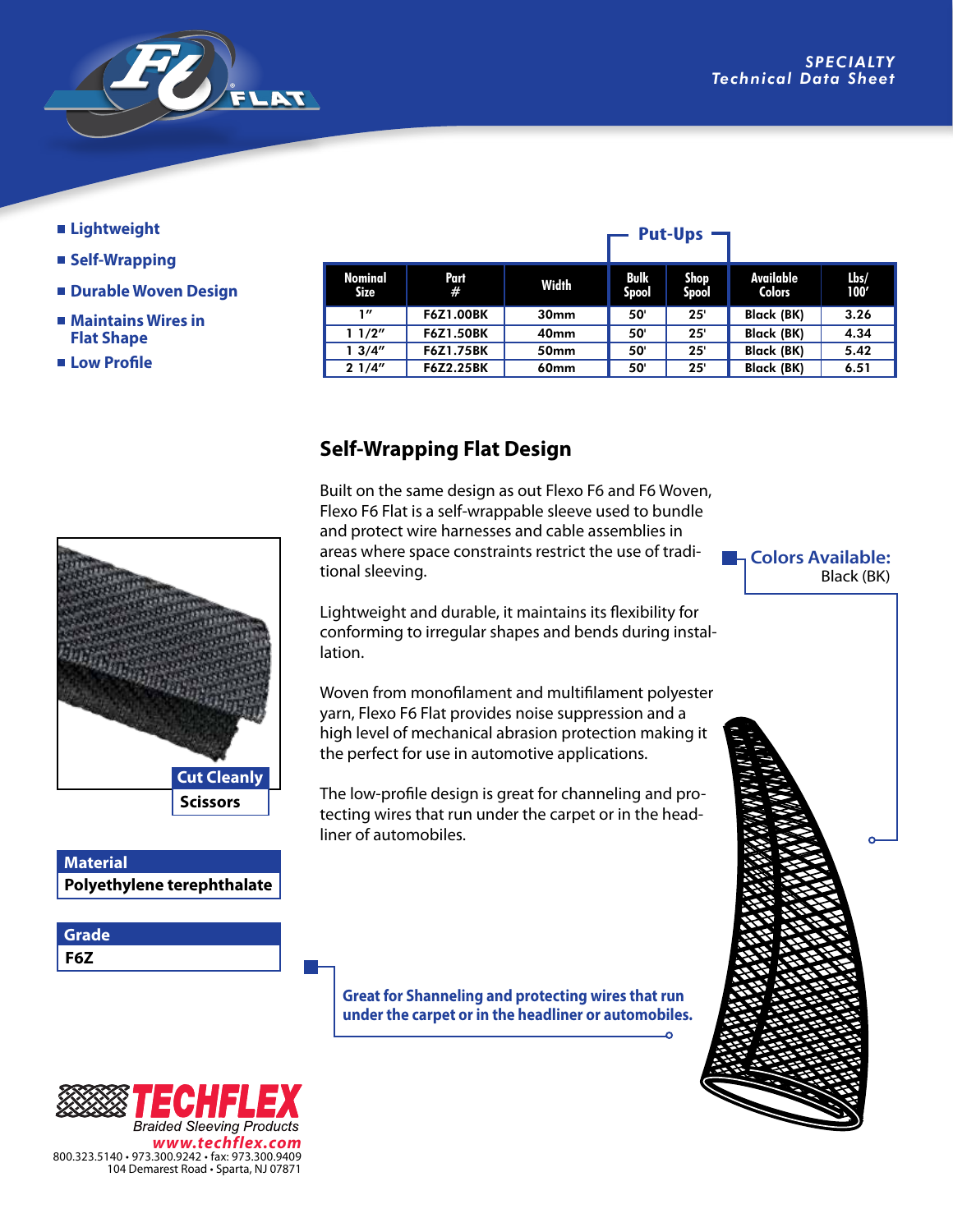# F6 FLAT

*SPECIALTY*
*Technical Data Sheet*

- Lightweight
- Self-Wrapping
- Durable Woven Design
- Maintains Wires in Flat Shape
- Low Profile

| Nominal Size | Part # | Width | Put-Ups: Bulk Spool | Put-Ups: Shop Spool | Available Colors | Lbs/ 100′ |
|---|---|---|---|---|---|---|
| 1″ | F6Z1.00BK | 30mm | 50' | 25' | Black (BK) | 3.26 |
| 1 1/2″ | F6Z1.50BK | 40mm | 50' | 25' | Black (BK) | 4.34 |
| 1 3/4″ | F6Z1.75BK | 50mm | 50' | 25' | Black (BK) | 5.42 |
| 2 1/4″ | F6Z2.25BK | 60mm | 50' | 25' | Black (BK) | 6.51 |

## Self-Wrapping Flat Design

Built on the same design as out Flexo F6 and F6 Woven, Flexo F6 Flat is a self-wrappable sleeve used to bundle and protect wire harnesses and cable assemblies in areas where space constraints restrict the use of traditional sleeving.

Lightweight and durable, it maintains its flexibility for conforming to irregular shapes and bends during installation.

Woven from monofilament and multifilament polyester yarn, Flexo F6 Flat provides noise suppression and a high level of mechanical abrasion protection making it the perfect for use in automotive applications.

The low-profile design is great for channeling and protecting wires that run under the carpet or in the headliner of automobiles.

**Colors Available:**
Black (BK)

**Cut Cleanly**
**Scissors**

**Material**
**Polyethylene terephthalate**

**Grade**
**F6Z**

**Great for Shanneling and protecting wires that run under the carpet or in the headliner or automobiles.**

**TECHFLEX**
*Braided Sleeving Products*
*www.techflex.com*
800.323.5140 • 973.300.9242 • fax: 973.300.9409
104 Demarest Road • Sparta, NJ 07871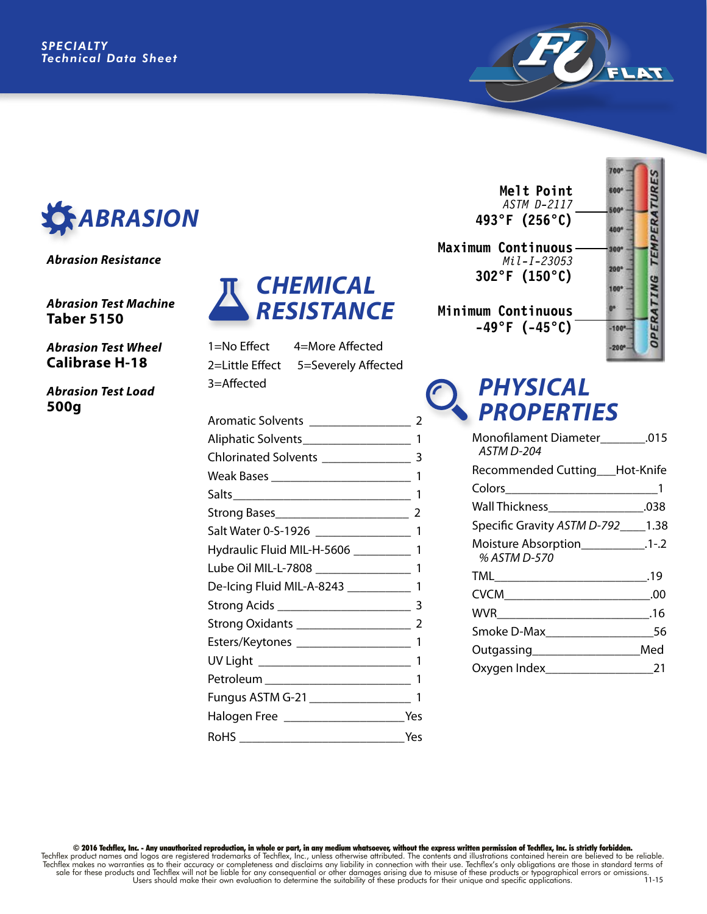SPECIALTY
Technical Data Sheet

## ABRASION

***Abrasion Resistance***

***Abrasion Test Machine***
**Taber 5150**

***Abrasion Test Wheel***
**Calibrase H-18**

***Abrasion Test Load***
**500g**

## CHEMICAL RESISTANCE

1=No Effect 4=More Affected
2=Little Effect 5=Severely Affected
3=Affected

| | |
|---|---|
| Aromatic Solvents | 2 |
| Aliphatic Solvents | 1 |
| Chlorinated Solvents | 3 |
| Weak Bases | 1 |
| Salts | 1 |
| Strong Bases | 2 |
| Salt Water 0-S-1926 | 1 |
| Hydraulic Fluid MIL-H-5606 | 1 |
| Lube Oil MIL-L-7808 | 1 |
| De-Icing Fluid MIL-A-8243 | 1 |
| Strong Acids | 3 |
| Strong Oxidants | 2 |
| Esters/Keytones | 1 |
| UV Light | 1 |
| Petroleum | 1 |
| Fungus ASTM G-21 | 1 |
| Halogen Free | Yes |
| RoHS | Yes |

**Melt Point**
*ASTM D-2117*
**493°F (256°C)**

**Maximum Continuous**
*Mil-I-23053*
**302°F (150°C)**

**Minimum Continuous**
**-49°F (-45°C)**

OPERATING TEMPERATURES
700°
600°
500°
400°
300°
200°
100°
0°
-100°
-200°

## PHYSICAL PROPERTIES

| | |
|---|---|
| Monofilament Diameter *ASTM D-204* | .015 |
| Recommended Cutting | Hot-Knife |
| Colors | 1 |
| Wall Thickness | .038 |
| Specific Gravity *ASTM D-792* | 1.38 |
| Moisture Absorption *% ASTM D-570* | .1-.2 |
| TML | .19 |
| CVCM | .00 |
| WVR | .16 |
| Smoke D-Max | 56 |
| Outgassing | Med |
| Oxygen Index | 21 |

**© 2016 Techflex, Inc. - Any unauthorized reproduction, in whole or part, in any medium whatsoever, without the express written permission of Techflex, Inc. is strictly forbidden.**
Techflex product names and logos are registered trademarks of Techflex, Inc., unless otherwise attributed. The contents and illustrations contained herein are believed to be reliable. Techflex makes no warranties as to their accuracy or completeness and disclaims any liability in connection with their use. Techflex's only obligations are those in standard terms of sale for these products and Techflex will not be liable for any consequential or other damages arising due to misuse of these products or typographical errors or omissions. Users should make their own evaluation to determine the suitability of these products for their unique and specific applications.
11-15